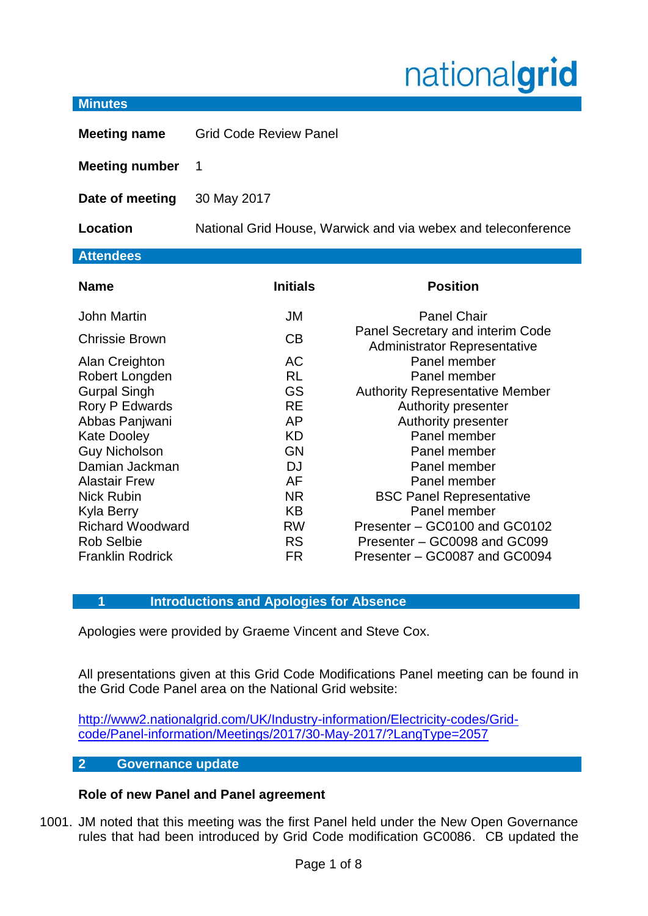nationalgrid

## Minutes

| | |
|---|---|
| **Meeting name** | Grid Code Review Panel |
| **Meeting number** | 1 |
| **Date of meeting** | 30 May 2017 |
| **Location** | National Grid House, Warwick and via webex and teleconference |

## Attendees

| Name | Initials | Position |
|---|---|---|
| John Martin | JM | Panel Chair |
| Chrissie Brown | CB | Panel Secretary and interim Code Administrator Representative |
| Alan Creighton | AC | Panel member |
| Robert Longden | RL | Panel member |
| Gurpal Singh | GS | Authority Representative Member |
| Rory P Edwards | RE | Authority presenter |
| Abbas Panjwani | AP | Authority presenter |
| Kate Dooley | KD | Panel member |
| Guy Nicholson | GN | Panel member |
| Damian Jackman | DJ | Panel member |
| Alastair Frew | AF | Panel member |
| Nick Rubin | NR | BSC Panel Representative |
| Kyla Berry | KB | Panel member |
| Richard Woodward | RW | Presenter – GC0100 and GC0102 |
| Rob Selbie | RS | Presenter – GC0098 and GC099 |
| Franklin Rodrick | FR | Presenter – GC0087 and GC0094 |

## 1 Introductions and Apologies for Absence

Apologies were provided by Graeme Vincent and Steve Cox.

All presentations given at this Grid Code Modifications Panel meeting can be found in the Grid Code Panel area on the National Grid website:

http://www2.nationalgrid.com/UK/Industry-information/Electricity-codes/Grid-code/Panel-information/Meetings/2017/30-May-2017/?LangType=2057

## 2 Governance update

**Role of new Panel and Panel agreement**

1001. JM noted that this meeting was the first Panel held under the New Open Governance rules that had been introduced by Grid Code modification GC0086. CB updated the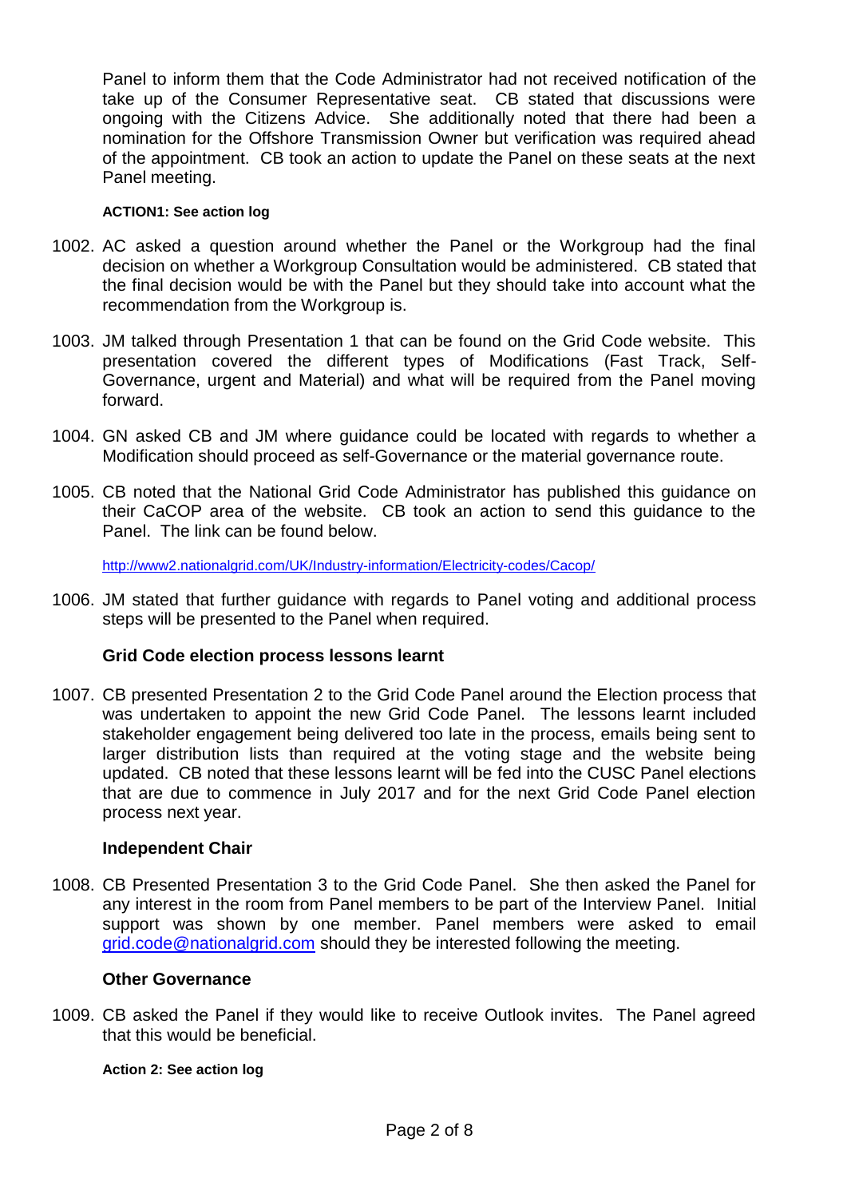Panel to inform them that the Code Administrator had not received notification of the take up of the Consumer Representative seat. CB stated that discussions were ongoing with the Citizens Advice. She additionally noted that there had been a nomination for the Offshore Transmission Owner but verification was required ahead of the appointment. CB took an action to update the Panel on these seats at the next Panel meeting.

**ACTION1: See action log**

1002. AC asked a question around whether the Panel or the Workgroup had the final decision on whether a Workgroup Consultation would be administered. CB stated that the final decision would be with the Panel but they should take into account what the recommendation from the Workgroup is.

1003. JM talked through Presentation 1 that can be found on the Grid Code website. This presentation covered the different types of Modifications (Fast Track, Self-Governance, urgent and Material) and what will be required from the Panel moving forward.

1004. GN asked CB and JM where guidance could be located with regards to whether a Modification should proceed as self-Governance or the material governance route.

1005. CB noted that the National Grid Code Administrator has published this guidance on their CaCOP area of the website. CB took an action to send this guidance to the Panel. The link can be found below.

http://www2.nationalgrid.com/UK/Industry-information/Electricity-codes/Cacop/

1006. JM stated that further guidance with regards to Panel voting and additional process steps will be presented to the Panel when required.

### Grid Code election process lessons learnt

1007. CB presented Presentation 2 to the Grid Code Panel around the Election process that was undertaken to appoint the new Grid Code Panel. The lessons learnt included stakeholder engagement being delivered too late in the process, emails being sent to larger distribution lists than required at the voting stage and the website being updated. CB noted that these lessons learnt will be fed into the CUSC Panel elections that are due to commence in July 2017 and for the next Grid Code Panel election process next year.

### Independent Chair

1008. CB Presented Presentation 3 to the Grid Code Panel. She then asked the Panel for any interest in the room from Panel members to be part of the Interview Panel. Initial support was shown by one member. Panel members were asked to email grid.code@nationalgrid.com should they be interested following the meeting.

### Other Governance

1009. CB asked the Panel if they would like to receive Outlook invites. The Panel agreed that this would be beneficial.

**Action 2: See action log**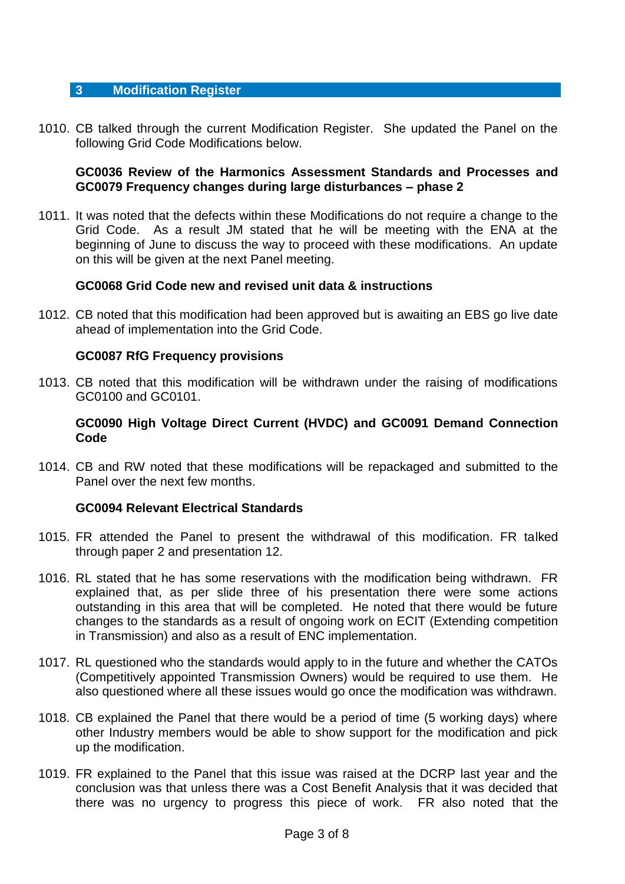## 3 Modification Register

1010. CB talked through the current Modification Register. She updated the Panel on the following Grid Code Modifications below.

**GC0036 Review of the Harmonics Assessment Standards and Processes and GC0079 Frequency changes during large disturbances – phase 2**

1011. It was noted that the defects within these Modifications do not require a change to the Grid Code. As a result JM stated that he will be meeting with the ENA at the beginning of June to discuss the way to proceed with these modifications. An update on this will be given at the next Panel meeting.

**GC0068 Grid Code new and revised unit data & instructions**

1012. CB noted that this modification had been approved but is awaiting an EBS go live date ahead of implementation into the Grid Code.

**GC0087 RfG Frequency provisions**

1013. CB noted that this modification will be withdrawn under the raising of modifications GC0100 and GC0101.

**GC0090 High Voltage Direct Current (HVDC) and GC0091 Demand Connection Code**

1014. CB and RW noted that these modifications will be repackaged and submitted to the Panel over the next few months.

**GC0094 Relevant Electrical Standards**

1015. FR attended the Panel to present the withdrawal of this modification. FR talked through paper 2 and presentation 12.

1016. RL stated that he has some reservations with the modification being withdrawn. FR explained that, as per slide three of his presentation there were some actions outstanding in this area that will be completed. He noted that there would be future changes to the standards as a result of ongoing work on ECIT (Extending competition in Transmission) and also as a result of ENC implementation.

1017. RL questioned who the standards would apply to in the future and whether the CATOs (Competitively appointed Transmission Owners) would be required to use them. He also questioned where all these issues would go once the modification was withdrawn.

1018. CB explained the Panel that there would be a period of time (5 working days) where other Industry members would be able to show support for the modification and pick up the modification.

1019. FR explained to the Panel that this issue was raised at the DCRP last year and the conclusion was that unless there was a Cost Benefit Analysis that it was decided that there was no urgency to progress this piece of work. FR also noted that the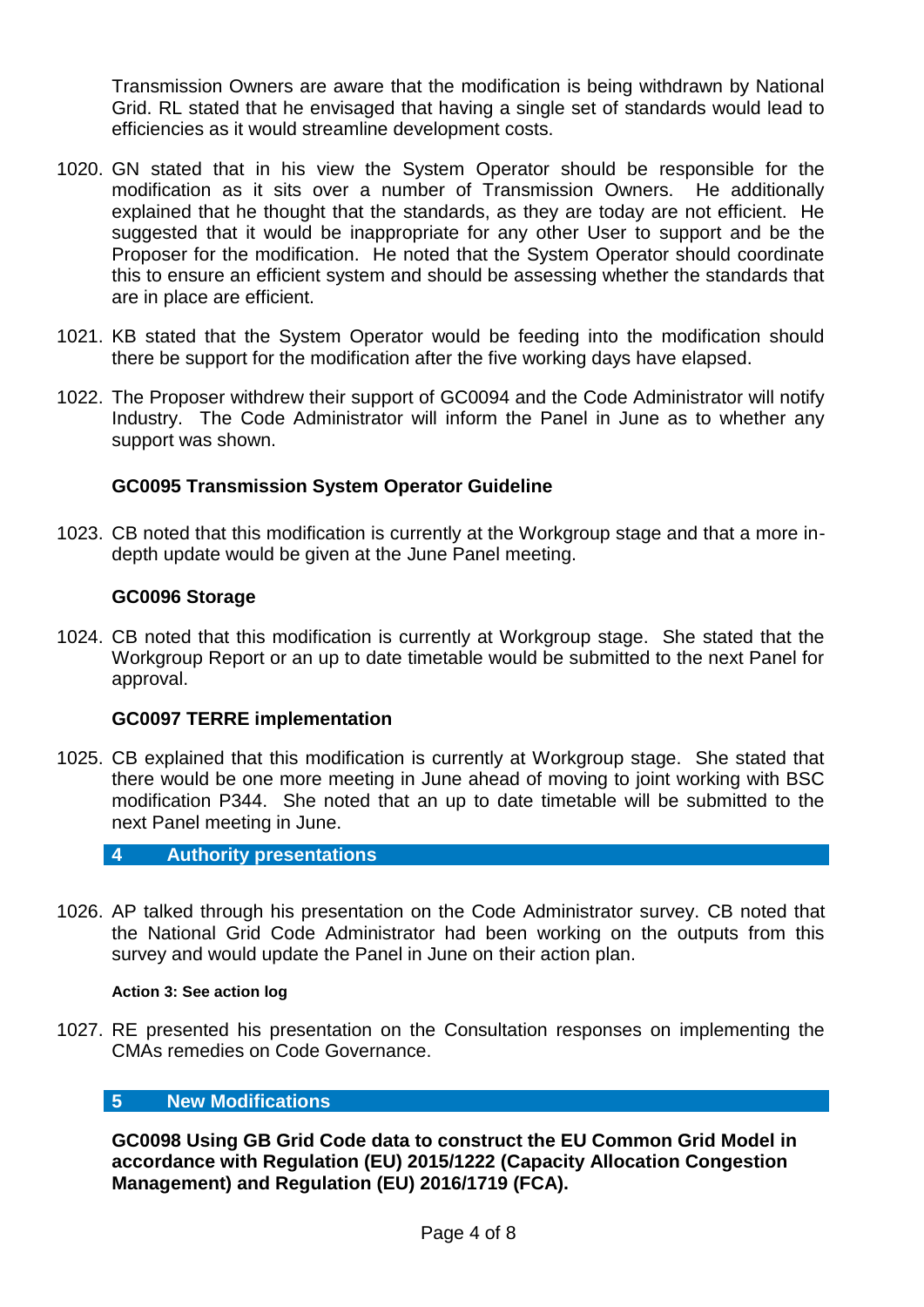Transmission Owners are aware that the modification is being withdrawn by National Grid. RL stated that he envisaged that having a single set of standards would lead to efficiencies as it would streamline development costs.

1020. GN stated that in his view the System Operator should be responsible for the modification as it sits over a number of Transmission Owners. He additionally explained that he thought that the standards, as they are today are not efficient. He suggested that it would be inappropriate for any other User to support and be the Proposer for the modification. He noted that the System Operator should coordinate this to ensure an efficient system and should be assessing whether the standards that are in place are efficient.

1021. KB stated that the System Operator would be feeding into the modification should there be support for the modification after the five working days have elapsed.

1022. The Proposer withdrew their support of GC0094 and the Code Administrator will notify Industry. The Code Administrator will inform the Panel in June as to whether any support was shown.

**GC0095 Transmission System Operator Guideline**

1023. CB noted that this modification is currently at the Workgroup stage and that a more in-depth update would be given at the June Panel meeting.

**GC0096 Storage**

1024. CB noted that this modification is currently at Workgroup stage. She stated that the Workgroup Report or an up to date timetable would be submitted to the next Panel for approval.

**GC0097 TERRE implementation**

1025. CB explained that this modification is currently at Workgroup stage. She stated that there would be one more meeting in June ahead of moving to joint working with BSC modification P344. She noted that an up to date timetable will be submitted to the next Panel meeting in June.

## 4 Authority presentations

1026. AP talked through his presentation on the Code Administrator survey. CB noted that the National Grid Code Administrator had been working on the outputs from this survey and would update the Panel in June on their action plan.

**Action 3: See action log**

1027. RE presented his presentation on the Consultation responses on implementing the CMAs remedies on Code Governance.

## 5 New Modifications

**GC0098 Using GB Grid Code data to construct the EU Common Grid Model in accordance with Regulation (EU) 2015/1222 (Capacity Allocation Congestion Management) and Regulation (EU) 2016/1719 (FCA).**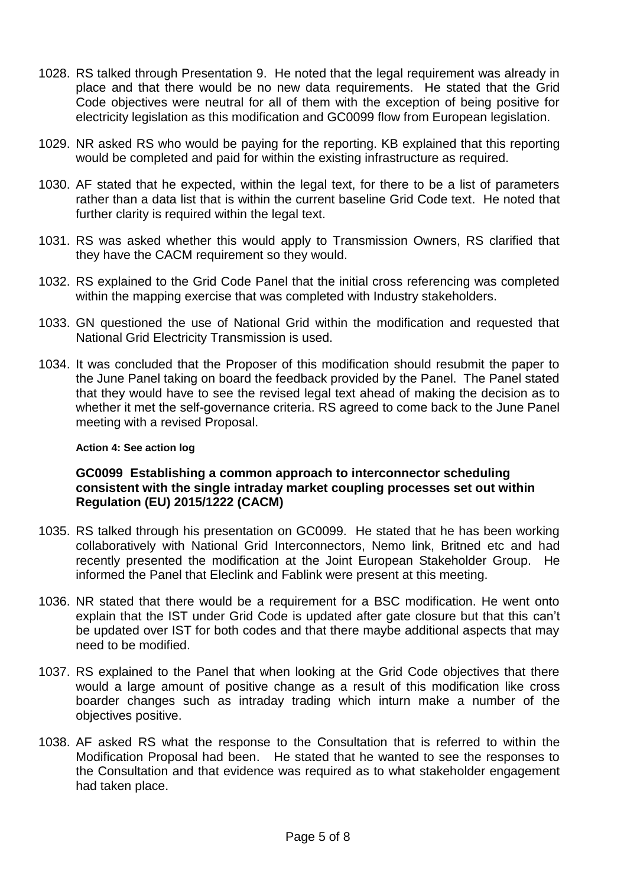1028. RS talked through Presentation 9. He noted that the legal requirement was already in place and that there would be no new data requirements. He stated that the Grid Code objectives were neutral for all of them with the exception of being positive for electricity legislation as this modification and GC0099 flow from European legislation.

1029. NR asked RS who would be paying for the reporting. KB explained that this reporting would be completed and paid for within the existing infrastructure as required.

1030. AF stated that he expected, within the legal text, for there to be a list of parameters rather than a data list that is within the current baseline Grid Code text. He noted that further clarity is required within the legal text.

1031. RS was asked whether this would apply to Transmission Owners, RS clarified that they have the CACM requirement so they would.

1032. RS explained to the Grid Code Panel that the initial cross referencing was completed within the mapping exercise that was completed with Industry stakeholders.

1033. GN questioned the use of National Grid within the modification and requested that National Grid Electricity Transmission is used.

1034. It was concluded that the Proposer of this modification should resubmit the paper to the June Panel taking on board the feedback provided by the Panel. The Panel stated that they would have to see the revised legal text ahead of making the decision as to whether it met the self-governance criteria. RS agreed to come back to the June Panel meeting with a revised Proposal.

**Action 4: See action log**

**GC0099 Establishing a common approach to interconnector scheduling consistent with the single intraday market coupling processes set out within Regulation (EU) 2015/1222 (CACM)**

1035. RS talked through his presentation on GC0099. He stated that he has been working collaboratively with National Grid Interconnectors, Nemo link, Britned etc and had recently presented the modification at the Joint European Stakeholder Group. He informed the Panel that Eleclink and Fablink were present at this meeting.

1036. NR stated that there would be a requirement for a BSC modification. He went onto explain that the IST under Grid Code is updated after gate closure but that this can't be updated over IST for both codes and that there maybe additional aspects that may need to be modified.

1037. RS explained to the Panel that when looking at the Grid Code objectives that there would a large amount of positive change as a result of this modification like cross boarder changes such as intraday trading which inturn make a number of the objectives positive.

1038. AF asked RS what the response to the Consultation that is referred to within the Modification Proposal had been. He stated that he wanted to see the responses to the Consultation and that evidence was required as to what stakeholder engagement had taken place.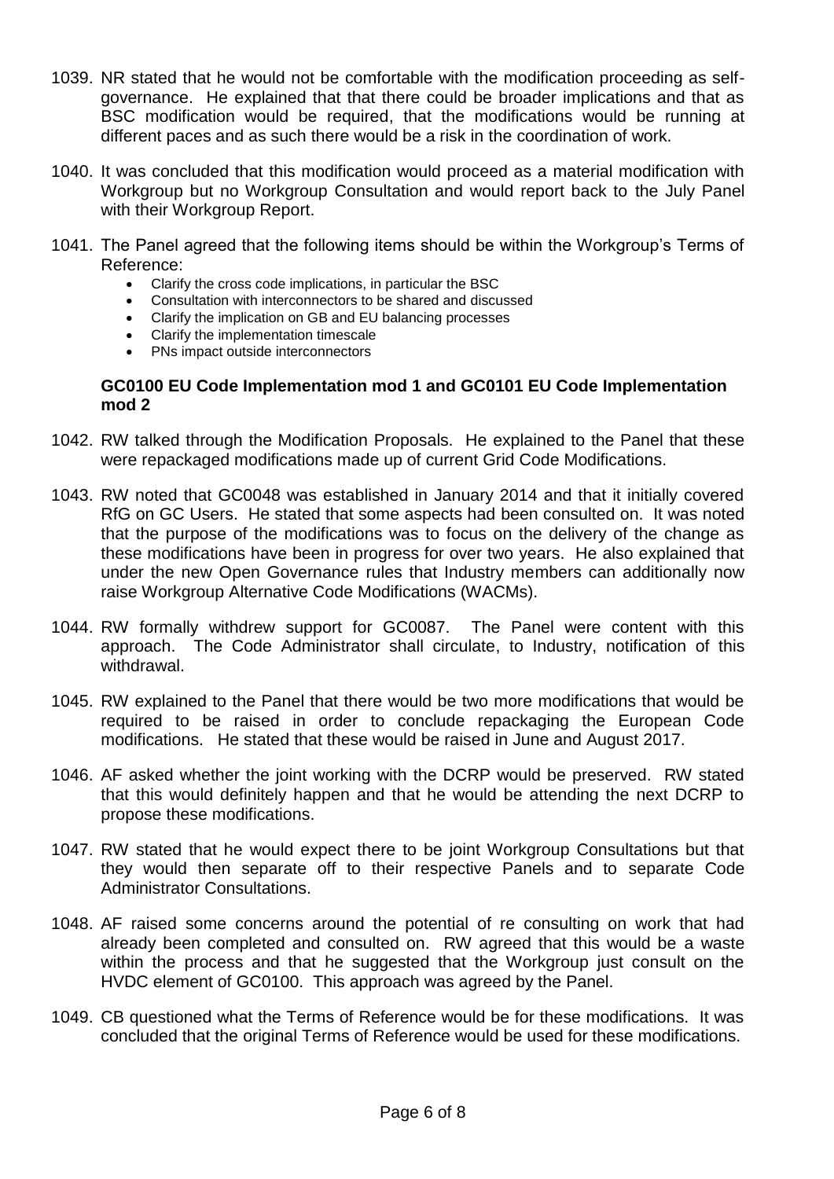1039. NR stated that he would not be comfortable with the modification proceeding as self-governance. He explained that that there could be broader implications and that as BSC modification would be required, that the modifications would be running at different paces and as such there would be a risk in the coordination of work.

1040. It was concluded that this modification would proceed as a material modification with Workgroup but no Workgroup Consultation and would report back to the July Panel with their Workgroup Report.

1041. The Panel agreed that the following items should be within the Workgroup's Terms of Reference:
    - Clarify the cross code implications, in particular the BSC
    - Consultation with interconnectors to be shared and discussed
    - Clarify the implication on GB and EU balancing processes
    - Clarify the implementation timescale
    - PNs impact outside interconnectors

**GC0100 EU Code Implementation mod 1 and GC0101 EU Code Implementation mod 2**

1042. RW talked through the Modification Proposals. He explained to the Panel that these were repackaged modifications made up of current Grid Code Modifications.

1043. RW noted that GC0048 was established in January 2014 and that it initially covered RfG on GC Users. He stated that some aspects had been consulted on. It was noted that the purpose of the modifications was to focus on the delivery of the change as these modifications have been in progress for over two years. He also explained that under the new Open Governance rules that Industry members can additionally now raise Workgroup Alternative Code Modifications (WACMs).

1044. RW formally withdrew support for GC0087. The Panel were content with this approach. The Code Administrator shall circulate, to Industry, notification of this withdrawal.

1045. RW explained to the Panel that there would be two more modifications that would be required to be raised in order to conclude repackaging the European Code modifications. He stated that these would be raised in June and August 2017.

1046. AF asked whether the joint working with the DCRP would be preserved. RW stated that this would definitely happen and that he would be attending the next DCRP to propose these modifications.

1047. RW stated that he would expect there to be joint Workgroup Consultations but that they would then separate off to their respective Panels and to separate Code Administrator Consultations.

1048. AF raised some concerns around the potential of re consulting on work that had already been completed and consulted on. RW agreed that this would be a waste within the process and that he suggested that the Workgroup just consult on the HVDC element of GC0100. This approach was agreed by the Panel.

1049. CB questioned what the Terms of Reference would be for these modifications. It was concluded that the original Terms of Reference would be used for these modifications.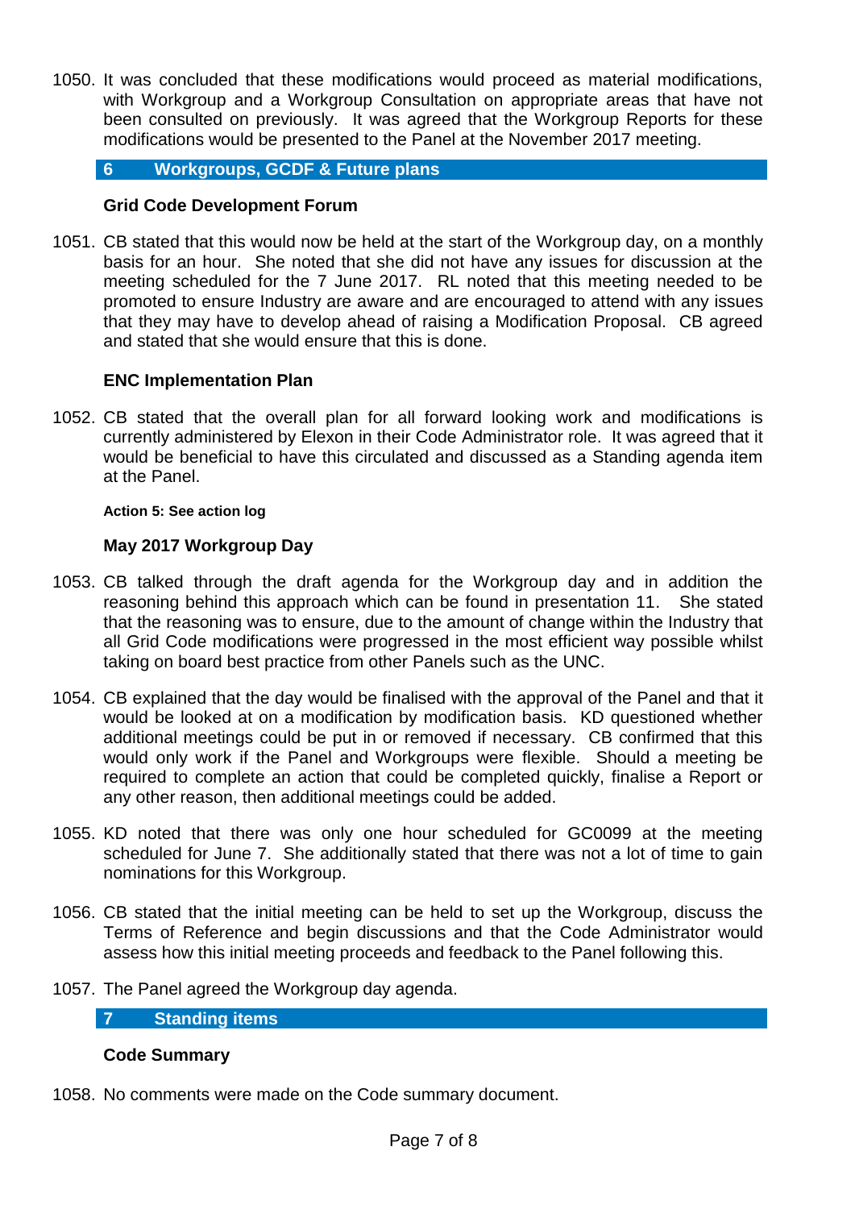1050. It was concluded that these modifications would proceed as material modifications, with Workgroup and a Workgroup Consultation on appropriate areas that have not been consulted on previously. It was agreed that the Workgroup Reports for these modifications would be presented to the Panel at the November 2017 meeting.

## 6 Workgroups, GCDF & Future plans

### Grid Code Development Forum

1051. CB stated that this would now be held at the start of the Workgroup day, on a monthly basis for an hour. She noted that she did not have any issues for discussion at the meeting scheduled for the 7 June 2017. RL noted that this meeting needed to be promoted to ensure Industry are aware and are encouraged to attend with any issues that they may have to develop ahead of raising a Modification Proposal. CB agreed and stated that she would ensure that this is done.

### ENC Implementation Plan

1052. CB stated that the overall plan for all forward looking work and modifications is currently administered by Elexon in their Code Administrator role. It was agreed that it would be beneficial to have this circulated and discussed as a Standing agenda item at the Panel.

**Action 5: See action log**

### May 2017 Workgroup Day

1053. CB talked through the draft agenda for the Workgroup day and in addition the reasoning behind this approach which can be found in presentation 11. She stated that the reasoning was to ensure, due to the amount of change within the Industry that all Grid Code modifications were progressed in the most efficient way possible whilst taking on board best practice from other Panels such as the UNC.

1054. CB explained that the day would be finalised with the approval of the Panel and that it would be looked at on a modification by modification basis. KD questioned whether additional meetings could be put in or removed if necessary. CB confirmed that this would only work if the Panel and Workgroups were flexible. Should a meeting be required to complete an action that could be completed quickly, finalise a Report or any other reason, then additional meetings could be added.

1055. KD noted that there was only one hour scheduled for GC0099 at the meeting scheduled for June 7. She additionally stated that there was not a lot of time to gain nominations for this Workgroup.

1056. CB stated that the initial meeting can be held to set up the Workgroup, discuss the Terms of Reference and begin discussions and that the Code Administrator would assess how this initial meeting proceeds and feedback to the Panel following this.

1057. The Panel agreed the Workgroup day agenda.

## 7 Standing items

### Code Summary

1058. No comments were made on the Code summary document.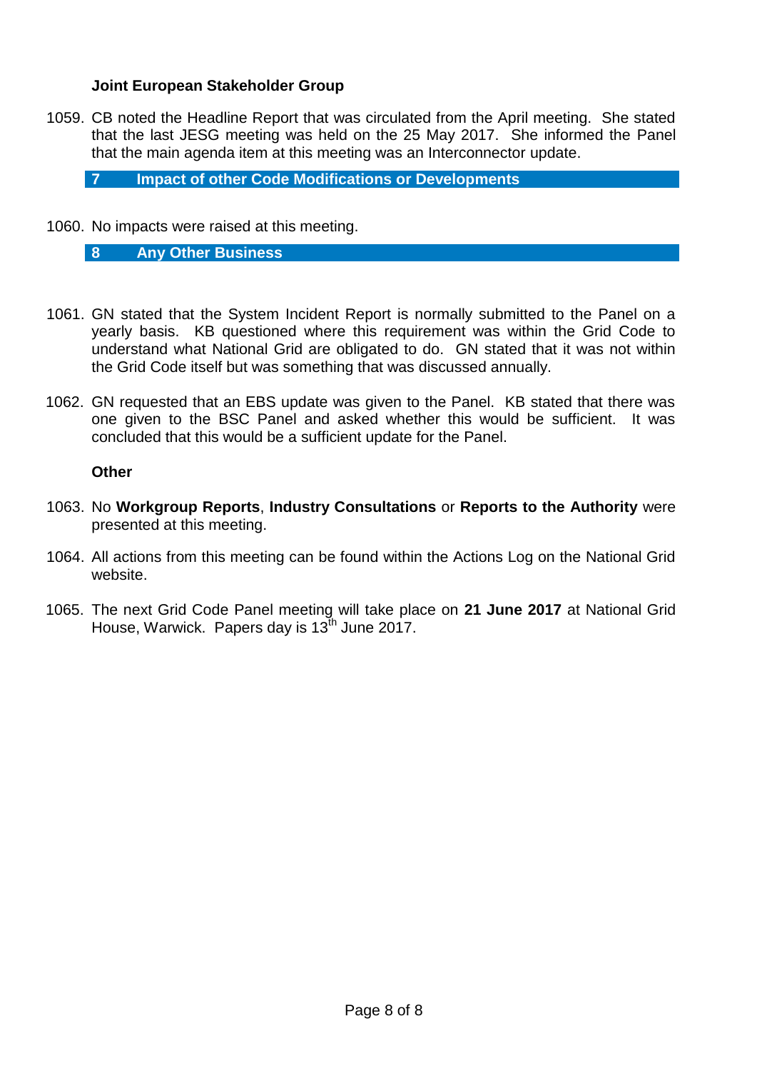### Joint European Stakeholder Group

1059. CB noted the Headline Report that was circulated from the April meeting. She stated that the last JESG meeting was held on the 25 May 2017. She informed the Panel that the main agenda item at this meeting was an Interconnector update.

## 7 Impact of other Code Modifications or Developments

1060. No impacts were raised at this meeting.

## 8 Any Other Business

1061. GN stated that the System Incident Report is normally submitted to the Panel on a yearly basis. KB questioned where this requirement was within the Grid Code to understand what National Grid are obligated to do. GN stated that it was not within the Grid Code itself but was something that was discussed annually.

1062. GN requested that an EBS update was given to the Panel. KB stated that there was one given to the BSC Panel and asked whether this would be sufficient. It was concluded that this would be a sufficient update for the Panel.

### Other

1063. No **Workgroup Reports**, **Industry Consultations** or **Reports to the Authority** were presented at this meeting.

1064. All actions from this meeting can be found within the Actions Log on the National Grid website.

1065. The next Grid Code Panel meeting will take place on **21 June 2017** at National Grid House, Warwick. Papers day is 13th June 2017.